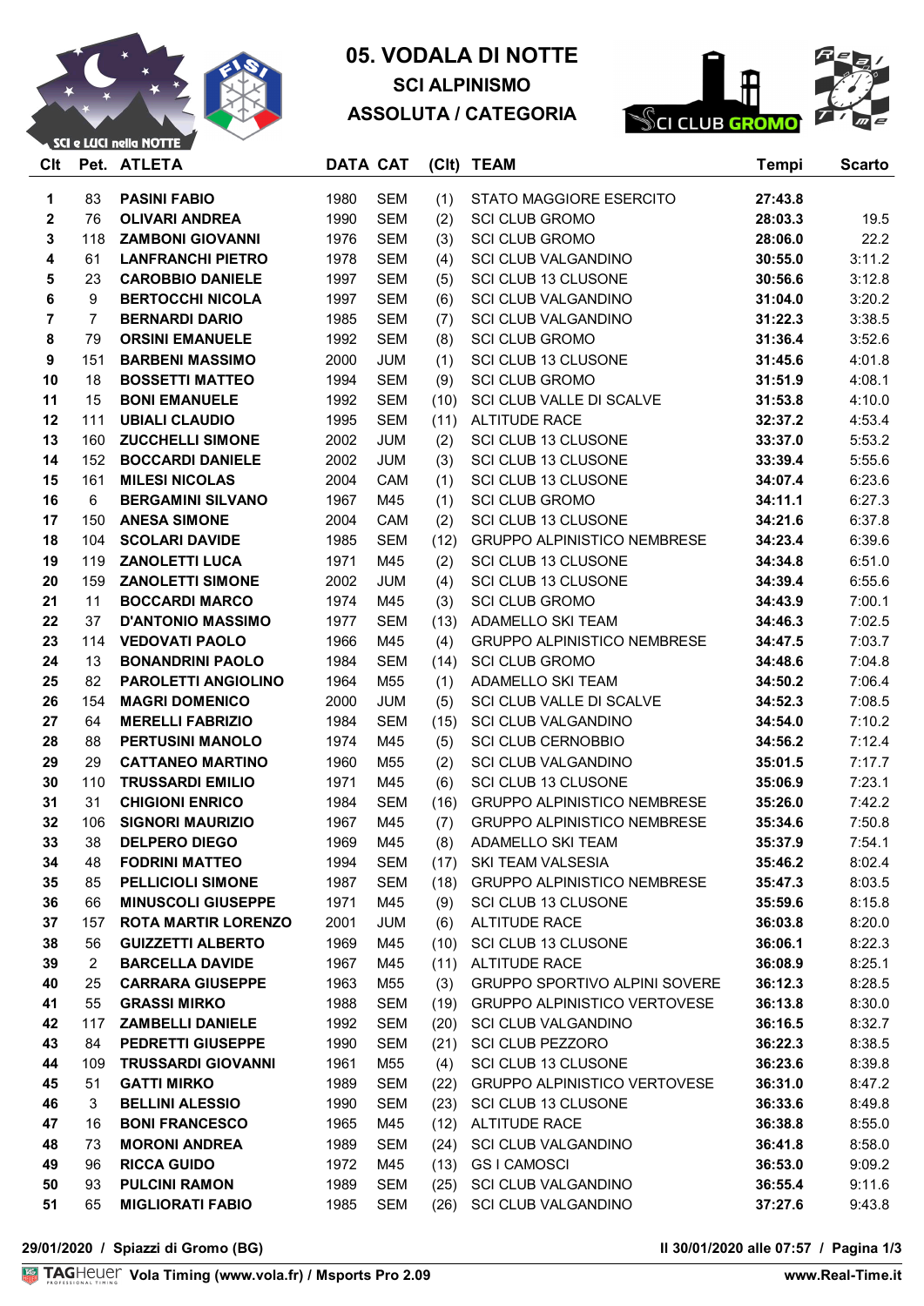# 05. VODALA DI NOTTE

## SCI ALPINISMO

## ASSOLUTA / CATEGORIA

| Clt | Pet. | ATLETA | DATA | CAT | (Clt) | TEAM | Tempi | Scarto |
|---|---|---|---|---|---|---|---|---|
| 1 | 83 | **PASINI FABIO** | 1980 | SEM | (1) | STATO MAGGIORE ESERCITO | **27:43.8** | |
| 2 | 76 | **OLIVARI ANDREA** | 1990 | SEM | (2) | SCI CLUB GROMO | **28:03.3** | 19.5 |
| 3 | 118 | **ZAMBONI GIOVANNI** | 1976 | SEM | (3) | SCI CLUB GROMO | **28:06.0** | 22.2 |
| 4 | 61 | **LANFRANCHI PIETRO** | 1978 | SEM | (4) | SCI CLUB VALGANDINO | **30:55.0** | 3:11.2 |
| 5 | 23 | **CAROBBIO DANIELE** | 1997 | SEM | (5) | SCI CLUB 13 CLUSONE | **30:56.6** | 3:12.8 |
| 6 | 9 | **BERTOCCHI NICOLA** | 1997 | SEM | (6) | SCI CLUB VALGANDINO | **31:04.0** | 3:20.2 |
| 7 | 7 | **BERNARDI DARIO** | 1985 | SEM | (7) | SCI CLUB VALGANDINO | **31:22.3** | 3:38.5 |
| 8 | 79 | **ORSINI EMANUELE** | 1992 | SEM | (8) | SCI CLUB GROMO | **31:36.4** | 3:52.6 |
| 9 | 151 | **BARBENI MASSIMO** | 2000 | JUM | (1) | SCI CLUB 13 CLUSONE | **31:45.6** | 4:01.8 |
| 10 | 18 | **BOSSETTI MATTEO** | 1994 | SEM | (9) | SCI CLUB GROMO | **31:51.9** | 4:08.1 |
| 11 | 15 | **BONI EMANUELE** | 1992 | SEM | (10) | SCI CLUB VALLE DI SCALVE | **31:53.8** | 4:10.0 |
| 12 | 111 | **UBIALI CLAUDIO** | 1995 | SEM | (11) | ALTITUDE RACE | **32:37.2** | 4:53.4 |
| 13 | 160 | **ZUCCHELLI SIMONE** | 2002 | JUM | (2) | SCI CLUB 13 CLUSONE | **33:37.0** | 5:53.2 |
| 14 | 152 | **BOCCARDI DANIELE** | 2002 | JUM | (3) | SCI CLUB 13 CLUSONE | **33:39.4** | 5:55.6 |
| 15 | 161 | **MILESI NICOLAS** | 2004 | CAM | (1) | SCI CLUB 13 CLUSONE | **34:07.4** | 6:23.6 |
| 16 | 6 | **BERGAMINI SILVANO** | 1967 | M45 | (1) | SCI CLUB GROMO | **34:11.1** | 6:27.3 |
| 17 | 150 | **ANESA SIMONE** | 2004 | CAM | (2) | SCI CLUB 13 CLUSONE | **34:21.6** | 6:37.8 |
| 18 | 104 | **SCOLARI DAVIDE** | 1985 | SEM | (12) | GRUPPO ALPINISTICO NEMBRESE | **34:23.4** | 6:39.6 |
| 19 | 119 | **ZANOLETTI LUCA** | 1971 | M45 | (2) | SCI CLUB 13 CLUSONE | **34:34.8** | 6:51.0 |
| 20 | 159 | **ZANOLETTI SIMONE** | 2002 | JUM | (4) | SCI CLUB 13 CLUSONE | **34:39.4** | 6:55.6 |
| 21 | 11 | **BOCCARDI MARCO** | 1974 | M45 | (3) | SCI CLUB GROMO | **34:43.9** | 7:00.1 |
| 22 | 37 | **D'ANTONIO MASSIMO** | 1977 | SEM | (13) | ADAMELLO SKI TEAM | **34:46.3** | 7:02.5 |
| 23 | 114 | **VEDOVATI PAOLO** | 1966 | M45 | (4) | GRUPPO ALPINISTICO NEMBRESE | **34:47.5** | 7:03.7 |
| 24 | 13 | **BONANDRINI PAOLO** | 1984 | SEM | (14) | SCI CLUB GROMO | **34:48.6** | 7:04.8 |
| 25 | 82 | **PAROLETTI ANGIOLINO** | 1964 | M55 | (1) | ADAMELLO SKI TEAM | **34:50.2** | 7:06.4 |
| 26 | 154 | **MAGRI DOMENICO** | 2000 | JUM | (5) | SCI CLUB VALLE DI SCALVE | **34:52.3** | 7:08.5 |
| 27 | 64 | **MERELLI FABRIZIO** | 1984 | SEM | (15) | SCI CLUB VALGANDINO | **34:54.0** | 7:10.2 |
| 28 | 88 | **PERTUSINI MANOLO** | 1974 | M45 | (5) | SCI CLUB CERNOBBIO | **34:56.2** | 7:12.4 |
| 29 | 29 | **CATTANEO MARTINO** | 1960 | M55 | (2) | SCI CLUB VALGANDINO | **35:01.5** | 7:17.7 |
| 30 | 110 | **TRUSSARDI EMILIO** | 1971 | M45 | (6) | SCI CLUB 13 CLUSONE | **35:06.9** | 7:23.1 |
| 31 | 31 | **CHIGIONI ENRICO** | 1984 | SEM | (16) | GRUPPO ALPINISTICO NEMBRESE | **35:26.0** | 7:42.2 |
| 32 | 106 | **SIGNORI MAURIZIO** | 1967 | M45 | (7) | GRUPPO ALPINISTICO NEMBRESE | **35:34.6** | 7:50.8 |
| 33 | 38 | **DELPERO DIEGO** | 1969 | M45 | (8) | ADAMELLO SKI TEAM | **35:37.9** | 7:54.1 |
| 34 | 48 | **FODRINI MATTEO** | 1994 | SEM | (17) | SKI TEAM VALSESIA | **35:46.2** | 8:02.4 |
| 35 | 85 | **PELLICIOLI SIMONE** | 1987 | SEM | (18) | GRUPPO ALPINISTICO NEMBRESE | **35:47.3** | 8:03.5 |
| 36 | 66 | **MINUSCOLI GIUSEPPE** | 1971 | M45 | (9) | SCI CLUB 13 CLUSONE | **35:59.6** | 8:15.8 |
| 37 | 157 | **ROTA MARTIR LORENZO** | 2001 | JUM | (6) | ALTITUDE RACE | **36:03.8** | 8:20.0 |
| 38 | 56 | **GUIZZETTI ALBERTO** | 1969 | M45 | (10) | SCI CLUB 13 CLUSONE | **36:06.1** | 8:22.3 |
| 39 | 2 | **BARCELLA DAVIDE** | 1967 | M45 | (11) | ALTITUDE RACE | **36:08.9** | 8:25.1 |
| 40 | 25 | **CARRARA GIUSEPPE** | 1963 | M55 | (3) | GRUPPO SPORTIVO ALPINI SOVERE | **36:12.3** | 8:28.5 |
| 41 | 55 | **GRASSI MIRKO** | 1988 | SEM | (19) | GRUPPO ALPINISTICO VERTOVESE | **36:13.8** | 8:30.0 |
| 42 | 117 | **ZAMBELLI DANIELE** | 1992 | SEM | (20) | SCI CLUB VALGANDINO | **36:16.5** | 8:32.7 |
| 43 | 84 | **PEDRETTI GIUSEPPE** | 1990 | SEM | (21) | SCI CLUB PEZZORO | **36:22.3** | 8:38.5 |
| 44 | 109 | **TRUSSARDI GIOVANNI** | 1961 | M55 | (4) | SCI CLUB 13 CLUSONE | **36:23.6** | 8:39.8 |
| 45 | 51 | **GATTI MIRKO** | 1989 | SEM | (22) | GRUPPO ALPINISTICO VERTOVESE | **36:31.0** | 8:47.2 |
| 46 | 3 | **BELLINI ALESSIO** | 1990 | SEM | (23) | SCI CLUB 13 CLUSONE | **36:33.6** | 8:49.8 |
| 47 | 16 | **BONI FRANCESCO** | 1965 | M45 | (12) | ALTITUDE RACE | **36:38.8** | 8:55.0 |
| 48 | 73 | **MORONI ANDREA** | 1989 | SEM | (24) | SCI CLUB VALGANDINO | **36:41.8** | 8:58.0 |
| 49 | 96 | **RICCA GUIDO** | 1972 | M45 | (13) | GS I CAMOSCI | **36:53.0** | 9:09.2 |
| 50 | 93 | **PULCINI RAMON** | 1989 | SEM | (25) | SCI CLUB VALGANDINO | **36:55.4** | 9:11.6 |
| 51 | 65 | **MIGLIORATI FABIO** | 1985 | SEM | (26) | SCI CLUB VALGANDINO | **37:27.6** | 9:43.8 |

**29/01/2020 / Spiazzi di Gromo (BG)**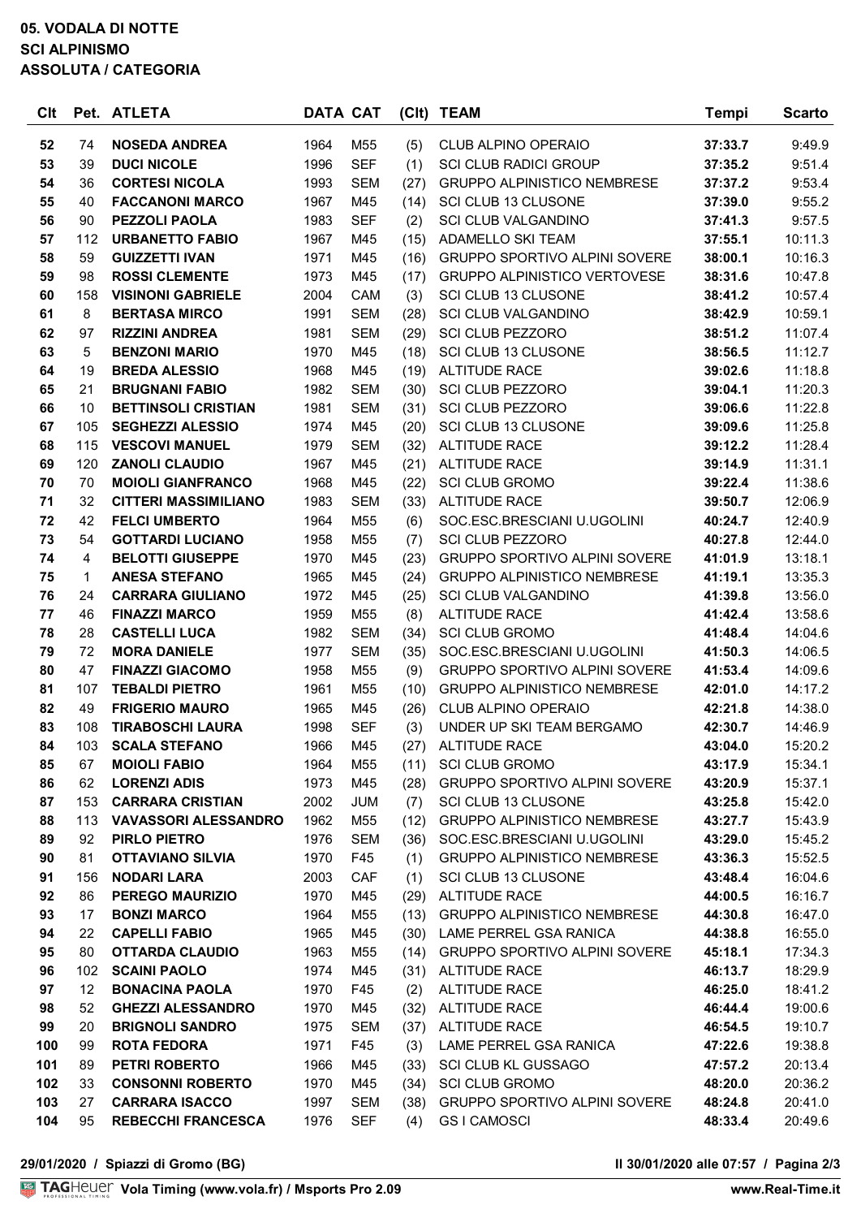**05. VODALA DI NOTTE**
**SCI ALPINISMO**
**ASSOLUTA / CATEGORIA**

| Clt | Pet. | ATLETA | DATA | CAT | (Clt) | TEAM | Tempi | Scarto |
|---|---|---|---|---|---|---|---|---|
| 52 | 74 | **NOSEDA ANDREA** | 1964 | M55 | (5) | CLUB ALPINO OPERAIO | **37:33.7** | 9:49.9 |
| 53 | 39 | **DUCI NICOLE** | 1996 | SEF | (1) | SCI CLUB RADICI GROUP | **37:35.2** | 9:51.4 |
| 54 | 36 | **CORTESI NICOLA** | 1993 | SEM | (27) | GRUPPO ALPINISTICO NEMBRESE | **37:37.2** | 9:53.4 |
| 55 | 40 | **FACCANONI MARCO** | 1967 | M45 | (14) | SCI CLUB 13 CLUSONE | **37:39.0** | 9:55.2 |
| 56 | 90 | **PEZZOLI PAOLA** | 1983 | SEF | (2) | SCI CLUB VALGANDINO | **37:41.3** | 9:57.5 |
| 57 | 112 | **URBANETTO FABIO** | 1967 | M45 | (15) | ADAMELLO SKI TEAM | **37:55.1** | 10:11.3 |
| 58 | 59 | **GUIZZETTI IVAN** | 1971 | M45 | (16) | GRUPPO SPORTIVO ALPINI SOVERE | **38:00.1** | 10:16.3 |
| 59 | 98 | **ROSSI CLEMENTE** | 1973 | M45 | (17) | GRUPPO ALPINISTICO VERTOVESE | **38:31.6** | 10:47.8 |
| 60 | 158 | **VISINONI GABRIELE** | 2004 | CAM | (3) | SCI CLUB 13 CLUSONE | **38:41.2** | 10:57.4 |
| 61 | 8 | **BERTASA MIRCO** | 1991 | SEM | (28) | SCI CLUB VALGANDINO | **38:42.9** | 10:59.1 |
| 62 | 97 | **RIZZINI ANDREA** | 1981 | SEM | (29) | SCI CLUB PEZZORO | **38:51.2** | 11:07.4 |
| 63 | 5 | **BENZONI MARIO** | 1970 | M45 | (18) | SCI CLUB 13 CLUSONE | **38:56.5** | 11:12.7 |
| 64 | 19 | **BREDA ALESSIO** | 1968 | M45 | (19) | ALTITUDE RACE | **39:02.6** | 11:18.8 |
| 65 | 21 | **BRUGNANI FABIO** | 1982 | SEM | (30) | SCI CLUB PEZZORO | **39:04.1** | 11:20.3 |
| 66 | 10 | **BETTINSOLI CRISTIAN** | 1981 | SEM | (31) | SCI CLUB PEZZORO | **39:06.6** | 11:22.8 |
| 67 | 105 | **SEGHEZZI ALESSIO** | 1974 | M45 | (20) | SCI CLUB 13 CLUSONE | **39:09.6** | 11:25.8 |
| 68 | 115 | **VESCOVI MANUEL** | 1979 | SEM | (32) | ALTITUDE RACE | **39:12.2** | 11:28.4 |
| 69 | 120 | **ZANOLI CLAUDIO** | 1967 | M45 | (21) | ALTITUDE RACE | **39:14.9** | 11:31.1 |
| 70 | 70 | **MOIOLI GIANFRANCO** | 1968 | M45 | (22) | SCI CLUB GROMO | **39:22.4** | 11:38.6 |
| 71 | 32 | **CITTERI MASSIMILIANO** | 1983 | SEM | (33) | ALTITUDE RACE | **39:50.7** | 12:06.9 |
| 72 | 42 | **FELCI UMBERTO** | 1964 | M55 | (6) | SOC.ESC.BRESCIANI U.UGOLINI | **40:24.7** | 12:40.9 |
| 73 | 54 | **GOTTARDI LUCIANO** | 1958 | M55 | (7) | SCI CLUB PEZZORO | **40:27.8** | 12:44.0 |
| 74 | 4 | **BELOTTI GIUSEPPE** | 1970 | M45 | (23) | GRUPPO SPORTIVO ALPINI SOVERE | **41:01.9** | 13:18.1 |
| 75 | 1 | **ANESA STEFANO** | 1965 | M45 | (24) | GRUPPO ALPINISTICO NEMBRESE | **41:19.1** | 13:35.3 |
| 76 | 24 | **CARRARA GIULIANO** | 1972 | M45 | (25) | SCI CLUB VALGANDINO | **41:39.8** | 13:56.0 |
| 77 | 46 | **FINAZZI MARCO** | 1959 | M55 | (8) | ALTITUDE RACE | **41:42.4** | 13:58.6 |
| 78 | 28 | **CASTELLI LUCA** | 1982 | SEM | (34) | SCI CLUB GROMO | **41:48.4** | 14:04.6 |
| 79 | 72 | **MORA DANIELE** | 1977 | SEM | (35) | SOC.ESC.BRESCIANI U.UGOLINI | **41:50.3** | 14:06.5 |
| 80 | 47 | **FINAZZI GIACOMO** | 1958 | M55 | (9) | GRUPPO SPORTIVO ALPINI SOVERE | **41:53.4** | 14:09.6 |
| 81 | 107 | **TEBALDI PIETRO** | 1961 | M55 | (10) | GRUPPO ALPINISTICO NEMBRESE | **42:01.0** | 14:17.2 |
| 82 | 49 | **FRIGERIO MAURO** | 1965 | M45 | (26) | CLUB ALPINO OPERAIO | **42:21.8** | 14:38.0 |
| 83 | 108 | **TIRABOSCHI LAURA** | 1998 | SEF | (3) | UNDER UP SKI TEAM BERGAMO | **42:30.7** | 14:46.9 |
| 84 | 103 | **SCALA STEFANO** | 1966 | M45 | (27) | ALTITUDE RACE | **43:04.0** | 15:20.2 |
| 85 | 67 | **MOIOLI FABIO** | 1964 | M55 | (11) | SCI CLUB GROMO | **43:17.9** | 15:34.1 |
| 86 | 62 | **LORENZI ADIS** | 1973 | M45 | (28) | GRUPPO SPORTIVO ALPINI SOVERE | **43:20.9** | 15:37.1 |
| 87 | 153 | **CARRARA CRISTIAN** | 2002 | JUM | (7) | SCI CLUB 13 CLUSONE | **43:25.8** | 15:42.0 |
| 88 | 113 | **VAVASSORI ALESSANDRO** | 1962 | M55 | (12) | GRUPPO ALPINISTICO NEMBRESE | **43:27.7** | 15:43.9 |
| 89 | 92 | **PIRLO PIETRO** | 1976 | SEM | (36) | SOC.ESC.BRESCIANI U.UGOLINI | **43:29.0** | 15:45.2 |
| 90 | 81 | **OTTAVIANO SILVIA** | 1970 | F45 | (1) | GRUPPO ALPINISTICO NEMBRESE | **43:36.3** | 15:52.5 |
| 91 | 156 | **NODARI LARA** | 2003 | CAF | (1) | SCI CLUB 13 CLUSONE | **43:48.4** | 16:04.6 |
| 92 | 86 | **PEREGO MAURIZIO** | 1970 | M45 | (29) | ALTITUDE RACE | **44:00.5** | 16:16.7 |
| 93 | 17 | **BONZI MARCO** | 1964 | M55 | (13) | GRUPPO ALPINISTICO NEMBRESE | **44:30.8** | 16:47.0 |
| 94 | 22 | **CAPELLI FABIO** | 1965 | M45 | (30) | LAME PERREL GSA RANICA | **44:38.8** | 16:55.0 |
| 95 | 80 | **OTTARDA CLAUDIO** | 1963 | M55 | (14) | GRUPPO SPORTIVO ALPINI SOVERE | **45:18.1** | 17:34.3 |
| 96 | 102 | **SCAINI PAOLO** | 1974 | M45 | (31) | ALTITUDE RACE | **46:13.7** | 18:29.9 |
| 97 | 12 | **BONACINA PAOLA** | 1970 | F45 | (2) | ALTITUDE RACE | **46:25.0** | 18:41.2 |
| 98 | 52 | **GHEZZI ALESSANDRO** | 1970 | M45 | (32) | ALTITUDE RACE | **46:44.4** | 19:00.6 |
| 99 | 20 | **BRIGNOLI SANDRO** | 1975 | SEM | (37) | ALTITUDE RACE | **46:54.5** | 19:10.7 |
| 100 | 99 | **ROTA FEDORA** | 1971 | F45 | (3) | LAME PERREL GSA RANICA | **47:22.6** | 19:38.8 |
| 101 | 89 | **PETRI ROBERTO** | 1966 | M45 | (33) | SCI CLUB KL GUSSAGO | **47:57.2** | 20:13.4 |
| 102 | 33 | **CONSONNI ROBERTO** | 1970 | M45 | (34) | SCI CLUB GROMO | **48:20.0** | 20:36.2 |
| 103 | 27 | **CARRARA ISACCO** | 1997 | SEM | (38) | GRUPPO SPORTIVO ALPINI SOVERE | **48:24.8** | 20:41.0 |
| 104 | 95 | **REBECCHI FRANCESCA** | 1976 | SEF | (4) | GS I CAMOSCI | **48:33.4** | 20:49.6 |

**29/01/2020 / Spiazzi di Gromo (BG)** **Il 30/01/2020 alle 07:57**

**Vola Timing (www.vola.fr) / Msports Pro 2.09** **www.Real-Time.it**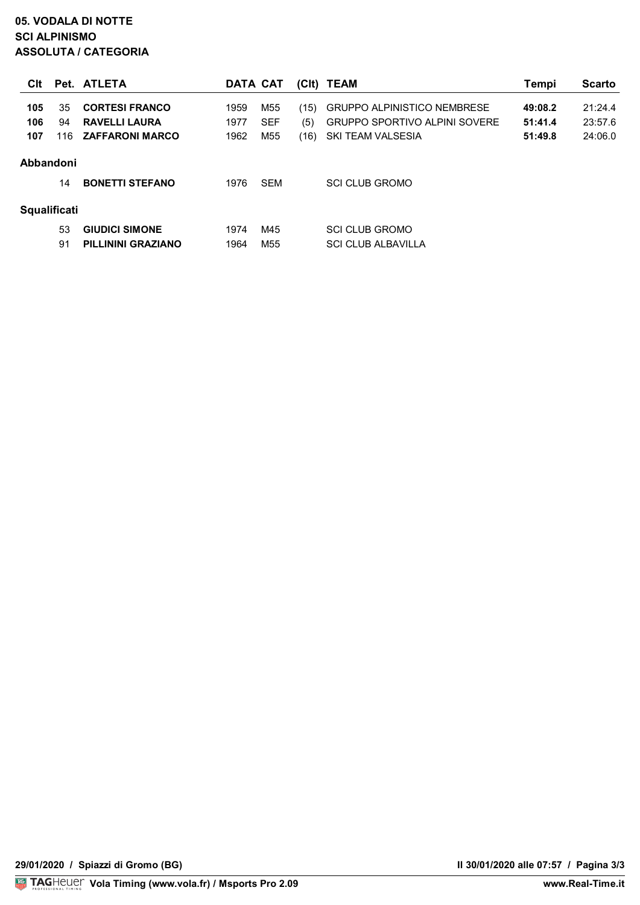**05. VODALA DI NOTTE**
**SCI ALPINISMO**
**ASSOLUTA / CATEGORIA**

| Clt | Pet. | ATLETA | DATA | CAT | (Clt) | TEAM | Tempi | Scarto |
|---|---|---|---|---|---|---|---|---|
| **105** | 35 | **CORTESI FRANCO** | 1959 | M55 | (15) | GRUPPO ALPINISTICO NEMBRESE | **49:08.2** | 21:24.4 |
| **106** | 94 | **RAVELLI LAURA** | 1977 | SEF | (5) | GRUPPO SPORTIVO ALPINI SOVERE | **51:41.4** | 23:57.6 |
| **107** | 116 | **ZAFFARONI MARCO** | 1962 | M55 | (16) | SKI TEAM VALSESIA | **51:49.8** | 24:06.0 |

**Abbandoni**

| Clt | Pet. | ATLETA | DATA | CAT | (Clt) | TEAM | Tempi | Scarto |
|---|---|---|---|---|---|---|---|---|
| | 14 | **BONETTI STEFANO** | 1976 | SEM | | SCI CLUB GROMO | | |

**Squalificati**

| Clt | Pet. | ATLETA | DATA | CAT | (Clt) | TEAM | Tempi | Scarto |
|---|---|---|---|---|---|---|---|---|
| | 53 | **GIUDICI SIMONE** | 1974 | M45 | | SCI CLUB GROMO | | |
| | 91 | **PILLININI GRAZIANO** | 1964 | M55 | | SCI CLUB ALBAVILLA | | |

**29/01/2020 / Spiazzi di Gromo (BG)**

**Il 30/01/2020 alle 07:57**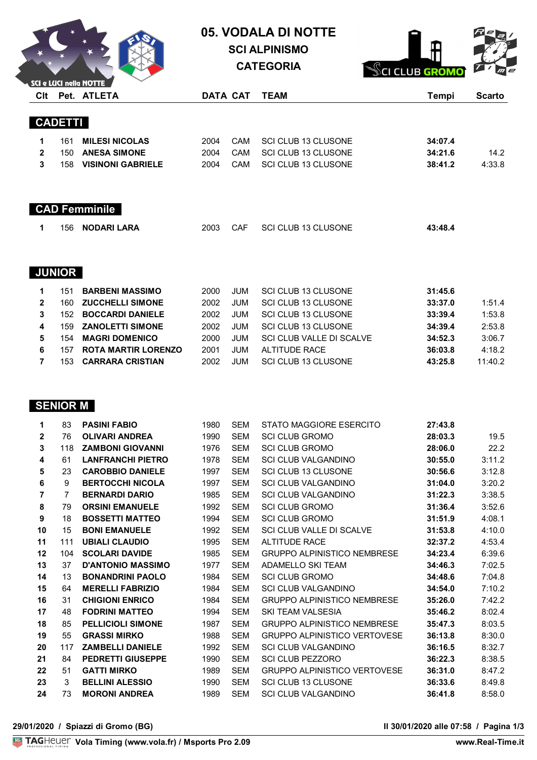# 05. VODALA DI NOTTE

## SCI ALPINISMO

## CATEGORIA

### CADETTI

| Clt | Pet. | ATLETA | DATA | CAT | TEAM | Tempi | Scarto |
|---|---|---|---|---|---|---|---|
| 1 | 161 | **MILESI NICOLAS** | 2004 | CAM | SCI CLUB 13 CLUSONE | **34:07.4** | |
| 2 | 150 | **ANESA SIMONE** | 2004 | CAM | SCI CLUB 13 CLUSONE | **34:21.6** | 14.2 |
| 3 | 158 | **VISINONI GABRIELE** | 2004 | CAM | SCI CLUB 13 CLUSONE | **38:41.2** | 4:33.8 |

### CAD Femminile

| Clt | Pet. | ATLETA | DATA | CAT | TEAM | Tempi | Scarto |
|---|---|---|---|---|---|---|---|
| 1 | 156 | **NODARI LARA** | 2003 | CAF | SCI CLUB 13 CLUSONE | **43:48.4** | |

### JUNIOR

| Clt | Pet. | ATLETA | DATA | CAT | TEAM | Tempi | Scarto |
|---|---|---|---|---|---|---|---|
| 1 | 151 | **BARBENI MASSIMO** | 2000 | JUM | SCI CLUB 13 CLUSONE | **31:45.6** | |
| 2 | 160 | **ZUCCHELLI SIMONE** | 2002 | JUM | SCI CLUB 13 CLUSONE | **33:37.0** | 1:51.4 |
| 3 | 152 | **BOCCARDI DANIELE** | 2002 | JUM | SCI CLUB 13 CLUSONE | **33:39.4** | 1:53.8 |
| 4 | 159 | **ZANOLETTI SIMONE** | 2002 | JUM | SCI CLUB 13 CLUSONE | **34:39.4** | 2:53.8 |
| 5 | 154 | **MAGRI DOMENICO** | 2000 | JUM | SCI CLUB VALLE DI SCALVE | **34:52.3** | 3:06.7 |
| 6 | 157 | **ROTA MARTIR LORENZO** | 2001 | JUM | ALTITUDE RACE | **36:03.8** | 4:18.2 |
| 7 | 153 | **CARRARA CRISTIAN** | 2002 | JUM | SCI CLUB 13 CLUSONE | **43:25.8** | 11:40.2 |

### SENIOR M

| Clt | Pet. | ATLETA | DATA | CAT | TEAM | Tempi | Scarto |
|---|---|---|---|---|---|---|---|
| 1 | 83 | **PASINI FABIO** | 1980 | SEM | STATO MAGGIORE ESERCITO | **27:43.8** | |
| 2 | 76 | **OLIVARI ANDREA** | 1990 | SEM | SCI CLUB GROMO | **28:03.3** | 19.5 |
| 3 | 118 | **ZAMBONI GIOVANNI** | 1976 | SEM | SCI CLUB GROMO | **28:06.0** | 22.2 |
| 4 | 61 | **LANFRANCHI PIETRO** | 1978 | SEM | SCI CLUB VALGANDINO | **30:55.0** | 3:11.2 |
| 5 | 23 | **CAROBBIO DANIELE** | 1997 | SEM | SCI CLUB 13 CLUSONE | **30:56.6** | 3:12.8 |
| 6 | 9 | **BERTOCCHI NICOLA** | 1997 | SEM | SCI CLUB VALGANDINO | **31:04.0** | 3:20.2 |
| 7 | 7 | **BERNARDI DARIO** | 1985 | SEM | SCI CLUB VALGANDINO | **31:22.3** | 3:38.5 |
| 8 | 79 | **ORSINI EMANUELE** | 1992 | SEM | SCI CLUB GROMO | **31:36.4** | 3:52.6 |
| 9 | 18 | **BOSSETTI MATTEO** | 1994 | SEM | SCI CLUB GROMO | **31:51.9** | 4:08.1 |
| 10 | 15 | **BONI EMANUELE** | 1992 | SEM | SCI CLUB VALLE DI SCALVE | **31:53.8** | 4:10.0 |
| 11 | 111 | **UBIALI CLAUDIO** | 1995 | SEM | ALTITUDE RACE | **32:37.2** | 4:53.4 |
| 12 | 104 | **SCOLARI DAVIDE** | 1985 | SEM | GRUPPO ALPINISTICO NEMBRESE | **34:23.4** | 6:39.6 |
| 13 | 37 | **D'ANTONIO MASSIMO** | 1977 | SEM | ADAMELLO SKI TEAM | **34:46.3** | 7:02.5 |
| 14 | 13 | **BONANDRINI PAOLO** | 1984 | SEM | SCI CLUB GROMO | **34:48.6** | 7:04.8 |
| 15 | 64 | **MERELLI FABRIZIO** | 1984 | SEM | SCI CLUB VALGANDINO | **34:54.0** | 7:10.2 |
| 16 | 31 | **CHIGIONI ENRICO** | 1984 | SEM | GRUPPO ALPINISTICO NEMBRESE | **35:26.0** | 7:42.2 |
| 17 | 48 | **FODRINI MATTEO** | 1994 | SEM | SKI TEAM VALSESIA | **35:46.2** | 8:02.4 |
| 18 | 85 | **PELLICIOLI SIMONE** | 1987 | SEM | GRUPPO ALPINISTICO NEMBRESE | **35:47.3** | 8:03.5 |
| 19 | 55 | **GRASSI MIRKO** | 1988 | SEM | GRUPPO ALPINISTICO VERTOVESE | **36:13.8** | 8:30.0 |
| 20 | 117 | **ZAMBELLI DANIELE** | 1992 | SEM | SCI CLUB VALGANDINO | **36:16.5** | 8:32.7 |
| 21 | 84 | **PEDRETTI GIUSEPPE** | 1990 | SEM | SCI CLUB PEZZORO | **36:22.3** | 8:38.5 |
| 22 | 51 | **GATTI MIRKO** | 1989 | SEM | GRUPPO ALPINISTICO VERTOVESE | **36:31.0** | 8:47.2 |
| 23 | 3 | **BELLINI ALESSIO** | 1990 | SEM | SCI CLUB 13 CLUSONE | **36:33.6** | 8:49.8 |
| 24 | 73 | **MORONI ANDREA** | 1989 | SEM | SCI CLUB VALGANDINO | **36:41.8** | 8:58.0 |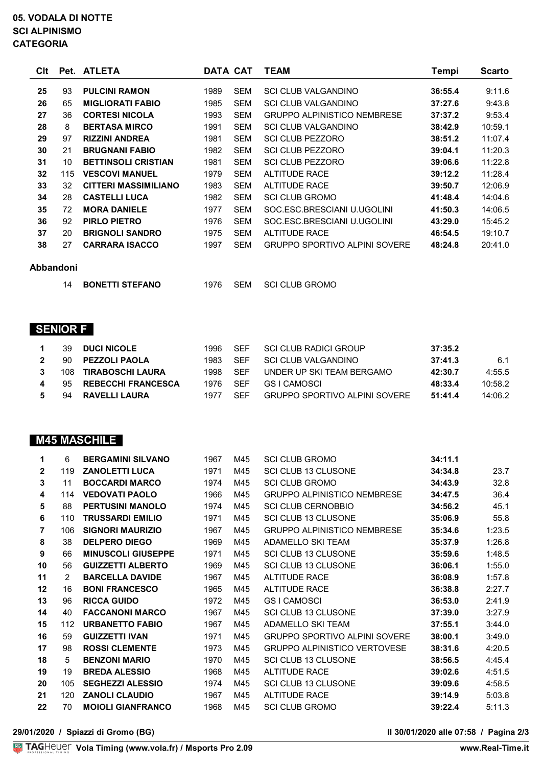**05. VODALA DI NOTTE**
**SCI ALPINISMO**
**CATEGORIA**

| Clt | Pet. | ATLETA | DATA | CAT | TEAM | Tempi | Scarto |
|---|---|---|---|---|---|---|---|
| 25 | 93 | **PULCINI RAMON** | 1989 | SEM | SCI CLUB VALGANDINO | **36:55.4** | 9:11.6 |
| 26 | 65 | **MIGLIORATI FABIO** | 1985 | SEM | SCI CLUB VALGANDINO | **37:27.6** | 9:43.8 |
| 27 | 36 | **CORTESI NICOLA** | 1993 | SEM | GRUPPO ALPINISTICO NEMBRESE | **37:37.2** | 9:53.4 |
| 28 | 8 | **BERTASA MIRCO** | 1991 | SEM | SCI CLUB VALGANDINO | **38:42.9** | 10:59.1 |
| 29 | 97 | **RIZZINI ANDREA** | 1981 | SEM | SCI CLUB PEZZORO | **38:51.2** | 11:07.4 |
| 30 | 21 | **BRUGNANI FABIO** | 1982 | SEM | SCI CLUB PEZZORO | **39:04.1** | 11:20.3 |
| 31 | 10 | **BETTINSOLI CRISTIAN** | 1981 | SEM | SCI CLUB PEZZORO | **39:06.6** | 11:22.8 |
| 32 | 115 | **VESCOVI MANUEL** | 1979 | SEM | ALTITUDE RACE | **39:12.2** | 11:28.4 |
| 33 | 32 | **CITTERI MASSIMILIANO** | 1983 | SEM | ALTITUDE RACE | **39:50.7** | 12:06.9 |
| 34 | 28 | **CASTELLI LUCA** | 1982 | SEM | SCI CLUB GROMO | **41:48.4** | 14:04.6 |
| 35 | 72 | **MORA DANIELE** | 1977 | SEM | SOC.ESC.BRESCIANI U.UGOLINI | **41:50.3** | 14:06.5 |
| 36 | 92 | **PIRLO PIETRO** | 1976 | SEM | SOC.ESC.BRESCIANI U.UGOLINI | **43:29.0** | 15:45.2 |
| 37 | 20 | **BRIGNOLI SANDRO** | 1975 | SEM | ALTITUDE RACE | **46:54.5** | 19:10.7 |
| 38 | 27 | **CARRARA ISACCO** | 1997 | SEM | GRUPPO SPORTIVO ALPINI SOVERE | **48:24.8** | 20:41.0 |

**Abbandoni**

| Clt | Pet. | ATLETA | DATA | CAT | TEAM | Tempi | Scarto |
|---|---|---|---|---|---|---|---|
| | 14 | **BONETTI STEFANO** | 1976 | SEM | SCI CLUB GROMO | | |

## SENIOR F

| Clt | Pet. | ATLETA | DATA | CAT | TEAM | Tempi | Scarto |
|---|---|---|---|---|---|---|---|
| 1 | 39 | **DUCI NICOLE** | 1996 | SEF | SCI CLUB RADICI GROUP | **37:35.2** | |
| 2 | 90 | **PEZZOLI PAOLA** | 1983 | SEF | SCI CLUB VALGANDINO | **37:41.3** | 6.1 |
| 3 | 108 | **TIRABOSCHI LAURA** | 1998 | SEF | UNDER UP SKI TEAM BERGAMO | **42:30.7** | 4:55.5 |
| 4 | 95 | **REBECCHI FRANCESCA** | 1976 | SEF | GS I CAMOSCI | **48:33.4** | 10:58.2 |
| 5 | 94 | **RAVELLI LAURA** | 1977 | SEF | GRUPPO SPORTIVO ALPINI SOVERE | **51:41.4** | 14:06.2 |

## M45 MASCHILE

| Clt | Pet. | ATLETA | DATA | CAT | TEAM | Tempi | Scarto |
|---|---|---|---|---|---|---|---|
| 1 | 6 | **BERGAMINI SILVANO** | 1967 | M45 | SCI CLUB GROMO | **34:11.1** | |
| 2 | 119 | **ZANOLETTI LUCA** | 1971 | M45 | SCI CLUB 13 CLUSONE | **34:34.8** | 23.7 |
| 3 | 11 | **BOCCARDI MARCO** | 1974 | M45 | SCI CLUB GROMO | **34:43.9** | 32.8 |
| 4 | 114 | **VEDOVATI PAOLO** | 1966 | M45 | GRUPPO ALPINISTICO NEMBRESE | **34:47.5** | 36.4 |
| 5 | 88 | **PERTUSINI MANOLO** | 1974 | M45 | SCI CLUB CERNOBBIO | **34:56.2** | 45.1 |
| 6 | 110 | **TRUSSARDI EMILIO** | 1971 | M45 | SCI CLUB 13 CLUSONE | **35:06.9** | 55.8 |
| 7 | 106 | **SIGNORI MAURIZIO** | 1967 | M45 | GRUPPO ALPINISTICO NEMBRESE | **35:34.6** | 1:23.5 |
| 8 | 38 | **DELPERO DIEGO** | 1969 | M45 | ADAMELLO SKI TEAM | **35:37.9** | 1:26.8 |
| 9 | 66 | **MINUSCOLI GIUSEPPE** | 1971 | M45 | SCI CLUB 13 CLUSONE | **35:59.6** | 1:48.5 |
| 10 | 56 | **GUIZZETTI ALBERTO** | 1969 | M45 | SCI CLUB 13 CLUSONE | **36:06.1** | 1:55.0 |
| 11 | 2 | **BARCELLA DAVIDE** | 1967 | M45 | ALTITUDE RACE | **36:08.9** | 1:57.8 |
| 12 | 16 | **BONI FRANCESCO** | 1965 | M45 | ALTITUDE RACE | **36:38.8** | 2:27.7 |
| 13 | 96 | **RICCA GUIDO** | 1972 | M45 | GS I CAMOSCI | **36:53.0** | 2:41.9 |
| 14 | 40 | **FACCANONI MARCO** | 1967 | M45 | SCI CLUB 13 CLUSONE | **37:39.0** | 3:27.9 |
| 15 | 112 | **URBANETTO FABIO** | 1967 | M45 | ADAMELLO SKI TEAM | **37:55.1** | 3:44.0 |
| 16 | 59 | **GUIZZETTI IVAN** | 1971 | M45 | GRUPPO SPORTIVO ALPINI SOVERE | **38:00.1** | 3:49.0 |
| 17 | 98 | **ROSSI CLEMENTE** | 1973 | M45 | GRUPPO ALPINISTICO VERTOVESE | **38:31.6** | 4:20.5 |
| 18 | 5 | **BENZONI MARIO** | 1970 | M45 | SCI CLUB 13 CLUSONE | **38:56.5** | 4:45.4 |
| 19 | 19 | **BREDA ALESSIO** | 1968 | M45 | ALTITUDE RACE | **39:02.6** | 4:51.5 |
| 20 | 105 | **SEGHEZZI ALESSIO** | 1974 | M45 | SCI CLUB 13 CLUSONE | **39:09.6** | 4:58.5 |
| 21 | 120 | **ZANOLI CLAUDIO** | 1967 | M45 | ALTITUDE RACE | **39:14.9** | 5:03.8 |
| 22 | 70 | **MOIOLI GIANFRANCO** | 1968 | M45 | SCI CLUB GROMO | **39:22.4** | 5:11.3 |

**29/01/2020 / Spiazzi di Gromo (BG)**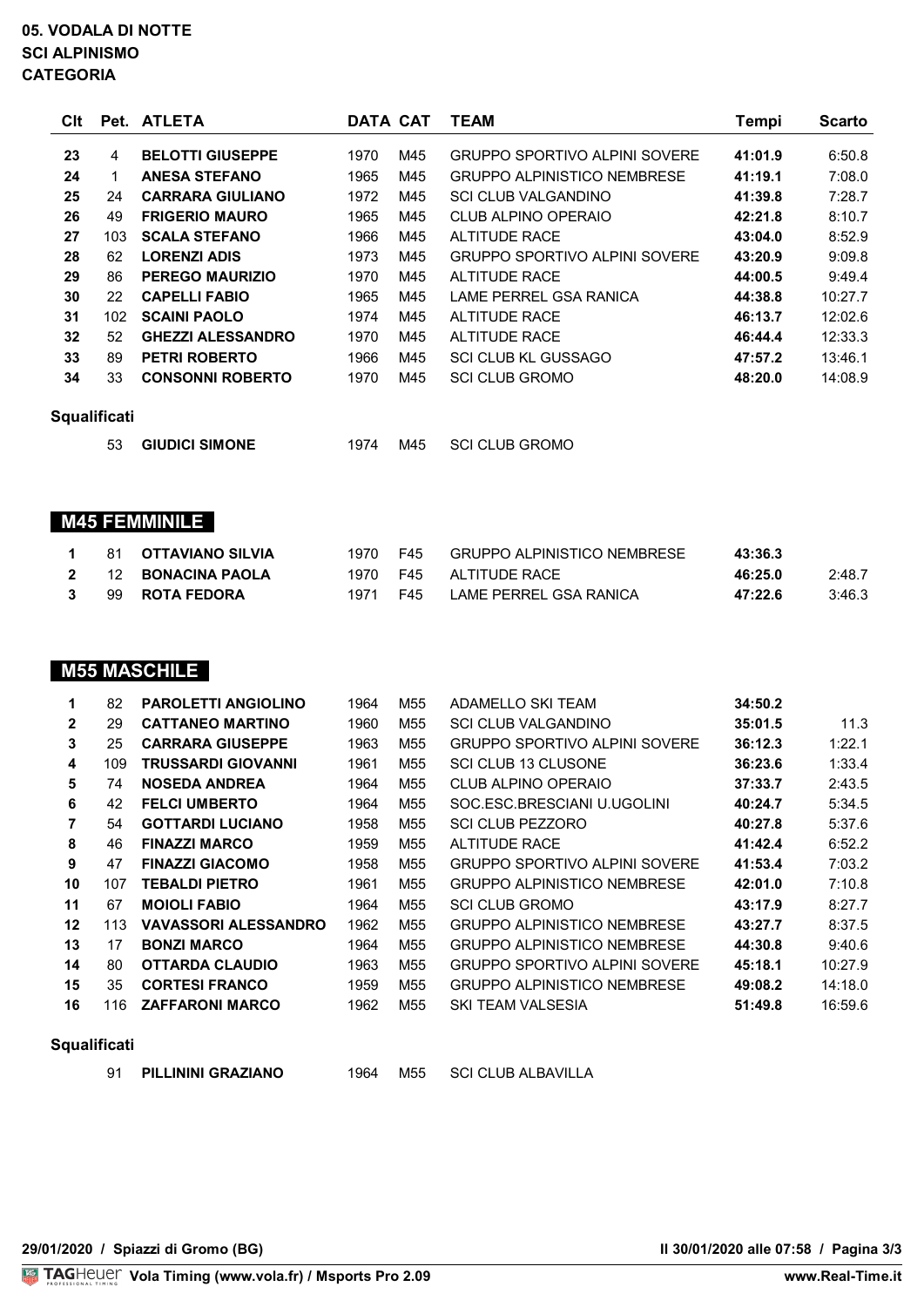**05. VODALA DI NOTTE**
**SCI ALPINISMO**
**CATEGORIA**

| Clt | Pet. | ATLETA | DATA | CAT | TEAM | Tempi | Scarto |
|---|---|---|---|---|---|---|---|
| 23 | 4 | **BELOTTI GIUSEPPE** | 1970 | M45 | GRUPPO SPORTIVO ALPINI SOVERE | **41:01.9** | 6:50.8 |
| 24 | 1 | **ANESA STEFANO** | 1965 | M45 | GRUPPO ALPINISTICO NEMBRESE | **41:19.1** | 7:08.0 |
| 25 | 24 | **CARRARA GIULIANO** | 1972 | M45 | SCI CLUB VALGANDINO | **41:39.8** | 7:28.7 |
| 26 | 49 | **FRIGERIO MAURO** | 1965 | M45 | CLUB ALPINO OPERAIO | **42:21.8** | 8:10.7 |
| 27 | 103 | **SCALA STEFANO** | 1966 | M45 | ALTITUDE RACE | **43:04.0** | 8:52.9 |
| 28 | 62 | **LORENZI ADIS** | 1973 | M45 | GRUPPO SPORTIVO ALPINI SOVERE | **43:20.9** | 9:09.8 |
| 29 | 86 | **PEREGO MAURIZIO** | 1970 | M45 | ALTITUDE RACE | **44:00.5** | 9:49.4 |
| 30 | 22 | **CAPELLI FABIO** | 1965 | M45 | LAME PERREL GSA RANICA | **44:38.8** | 10:27.7 |
| 31 | 102 | **SCAINI PAOLO** | 1974 | M45 | ALTITUDE RACE | **46:13.7** | 12:02.6 |
| 32 | 52 | **GHEZZI ALESSANDRO** | 1970 | M45 | ALTITUDE RACE | **46:44.4** | 12:33.3 |
| 33 | 89 | **PETRI ROBERTO** | 1966 | M45 | SCI CLUB KL GUSSAGO | **47:57.2** | 13:46.1 |
| 34 | 33 | **CONSONNI ROBERTO** | 1970 | M45 | SCI CLUB GROMO | **48:20.0** | 14:08.9 |

**Squalificati**

| | | | | | |
|---|---|---|---|---|---|
| | 53 | **GIUDICI SIMONE** | 1974 | M45 | SCI CLUB GROMO |

## M45 FEMMINILE

| | | | | | | | |
|---|---|---|---|---|---|---|---|
| 1 | 81 | **OTTAVIANO SILVIA** | 1970 | F45 | GRUPPO ALPINISTICO NEMBRESE | **43:36.3** | |
| 2 | 12 | **BONACINA PAOLA** | 1970 | F45 | ALTITUDE RACE | **46:25.0** | 2:48.7 |
| 3 | 99 | **ROTA FEDORA** | 1971 | F45 | LAME PERREL GSA RANICA | **47:22.6** | 3:46.3 |

## M55 MASCHILE

| | | | | | | | |
|---|---|---|---|---|---|---|---|
| 1 | 82 | **PAROLETTI ANGIOLINO** | 1964 | M55 | ADAMELLO SKI TEAM | **34:50.2** | |
| 2 | 29 | **CATTANEO MARTINO** | 1960 | M55 | SCI CLUB VALGANDINO | **35:01.5** | 11.3 |
| 3 | 25 | **CARRARA GIUSEPPE** | 1963 | M55 | GRUPPO SPORTIVO ALPINI SOVERE | **36:12.3** | 1:22.1 |
| 4 | 109 | **TRUSSARDI GIOVANNI** | 1961 | M55 | SCI CLUB 13 CLUSONE | **36:23.6** | 1:33.4 |
| 5 | 74 | **NOSEDA ANDREA** | 1964 | M55 | CLUB ALPINO OPERAIO | **37:33.7** | 2:43.5 |
| 6 | 42 | **FELCI UMBERTO** | 1964 | M55 | SOC.ESC.BRESCIANI U.UGOLINI | **40:24.7** | 5:34.5 |
| 7 | 54 | **GOTTARDI LUCIANO** | 1958 | M55 | SCI CLUB PEZZORO | **40:27.8** | 5:37.6 |
| 8 | 46 | **FINAZZI MARCO** | 1959 | M55 | ALTITUDE RACE | **41:42.4** | 6:52.2 |
| 9 | 47 | **FINAZZI GIACOMO** | 1958 | M55 | GRUPPO SPORTIVO ALPINI SOVERE | **41:53.4** | 7:03.2 |
| 10 | 107 | **TEBALDI PIETRO** | 1961 | M55 | GRUPPO ALPINISTICO NEMBRESE | **42:01.0** | 7:10.8 |
| 11 | 67 | **MOIOLI FABIO** | 1964 | M55 | SCI CLUB GROMO | **43:17.9** | 8:27.7 |
| 12 | 113 | **VAVASSORI ALESSANDRO** | 1962 | M55 | GRUPPO ALPINISTICO NEMBRESE | **43:27.7** | 8:37.5 |
| 13 | 17 | **BONZI MARCO** | 1964 | M55 | GRUPPO ALPINISTICO NEMBRESE | **44:30.8** | 9:40.6 |
| 14 | 80 | **OTTARDA CLAUDIO** | 1963 | M55 | GRUPPO SPORTIVO ALPINI SOVERE | **45:18.1** | 10:27.9 |
| 15 | 35 | **CORTESI FRANCO** | 1959 | M55 | GRUPPO ALPINISTICO NEMBRESE | **49:08.2** | 14:18.0 |
| 16 | 116 | **ZAFFARONI MARCO** | 1962 | M55 | SKI TEAM VALSESIA | **51:49.8** | 16:59.6 |

**Squalificati**

| | | | | | |
|---|---|---|---|---|---|
| | 91 | **PILLININI GRAZIANO** | 1964 | M55 | SCI CLUB ALBAVILLA |

29/01/2020 / Spiazzi di Gromo (BG)